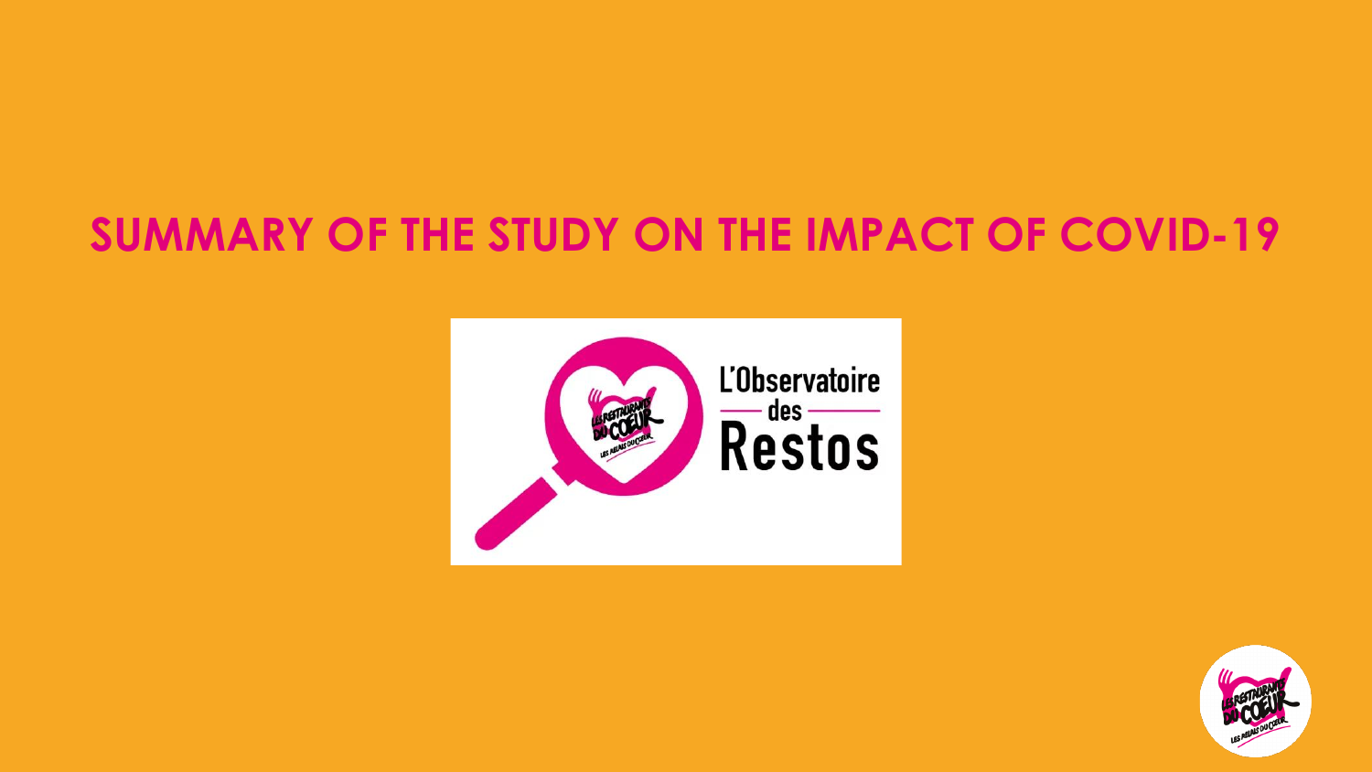# SUMMARY OF THE STUDY ON THE IMPACT OF COVID-19

L'Observatoire des Restos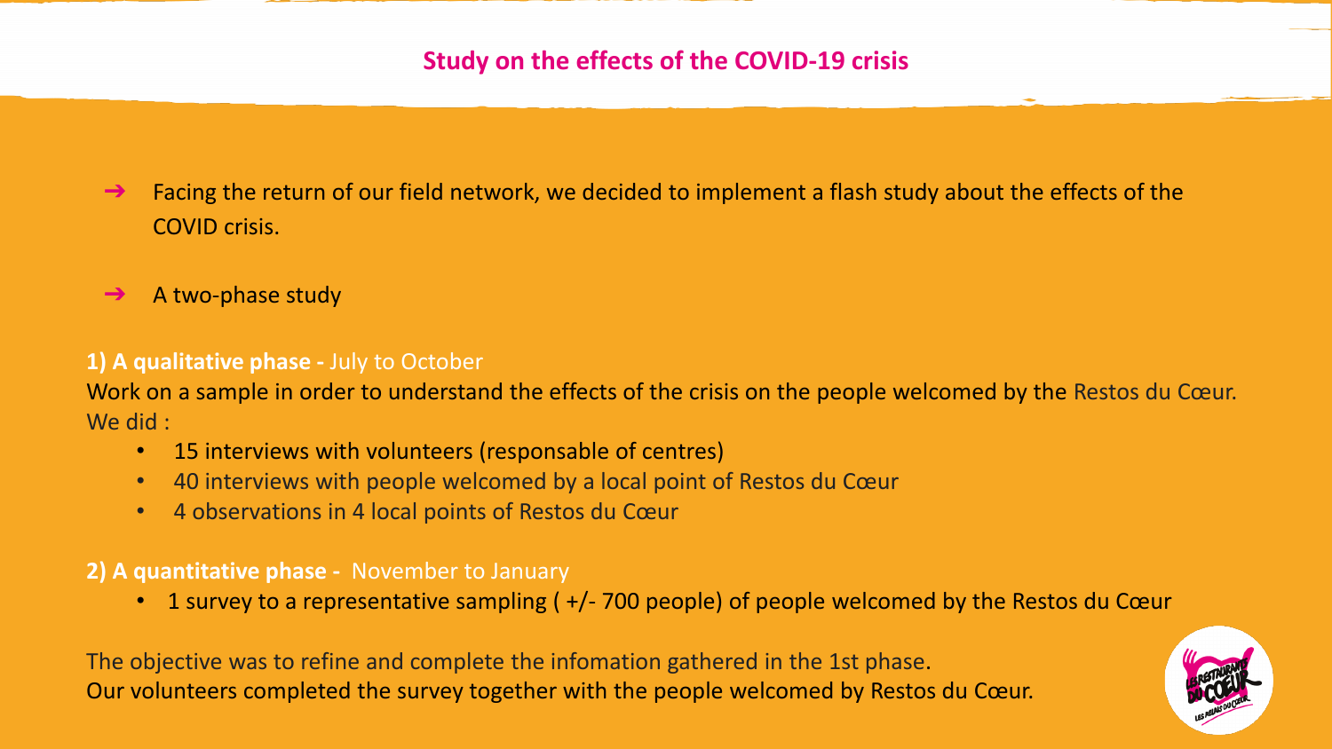# Study on the effects of the COVID-19 crisis

- ➔ Facing the return of our field network, we decided to implement a flash study about the effects of the COVID crisis.
- ➔ A two-phase study

**1) A qualitative phase -** July to October

Work on a sample in order to understand the effects of the crisis on the people welcomed by the Restos du Cœur. We did :

- 15 interviews with volunteers (responsable of centres)
- 40 interviews with people welcomed by a local point of Restos du Cœur
- 4 observations in 4 local points of Restos du Cœur

**2) A quantitative phase -** November to January

- 1 survey to a representative sampling ( +/- 700 people) of people welcomed by the Restos du Cœur

The objective was to refine and complete the infomation gathered in the 1st phase.
Our volunteers completed the survey together with the people welcomed by Restos du Cœur.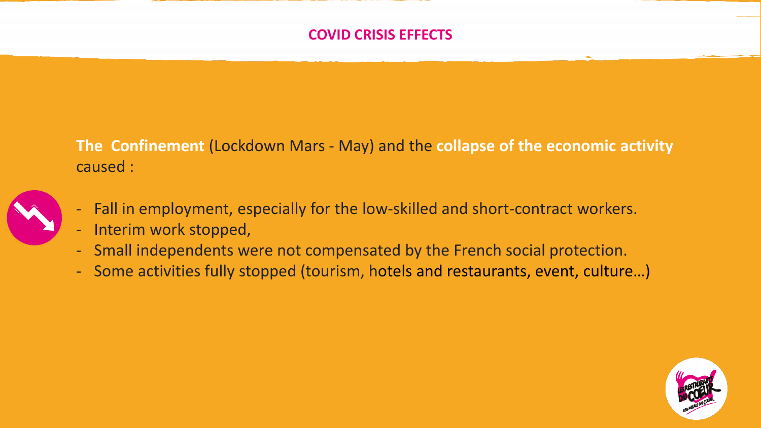# COVID CRISIS EFFECTS

**The Confinement** (Lockdown Mars - May) and the **collapse of the economic activity** caused :

- Fall in employment, especially for the low-skilled and short-contract workers.
- Interim work stopped,
- Small independents were not compensated by the French social protection.
- Some activities fully stopped (tourism, hotels and restaurants, event, culture…)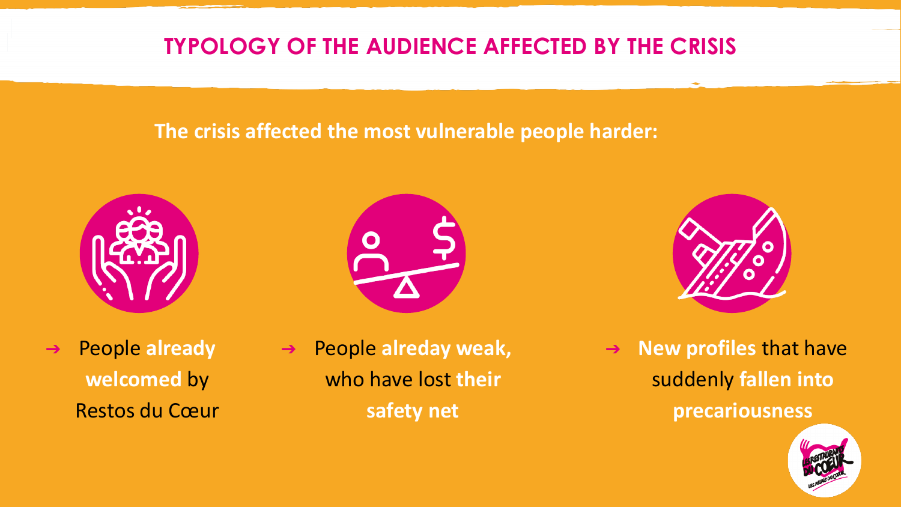# TYPOLOGY OF THE AUDIENCE AFFECTED BY THE CRISIS

**The crisis affected the most vulnerable people harder:**

- People **already welcomed** by Restos du Cœur
- People **alreday weak,** who have lost **their safety net**
- **New profiles** that have suddenly **fallen into precariousness**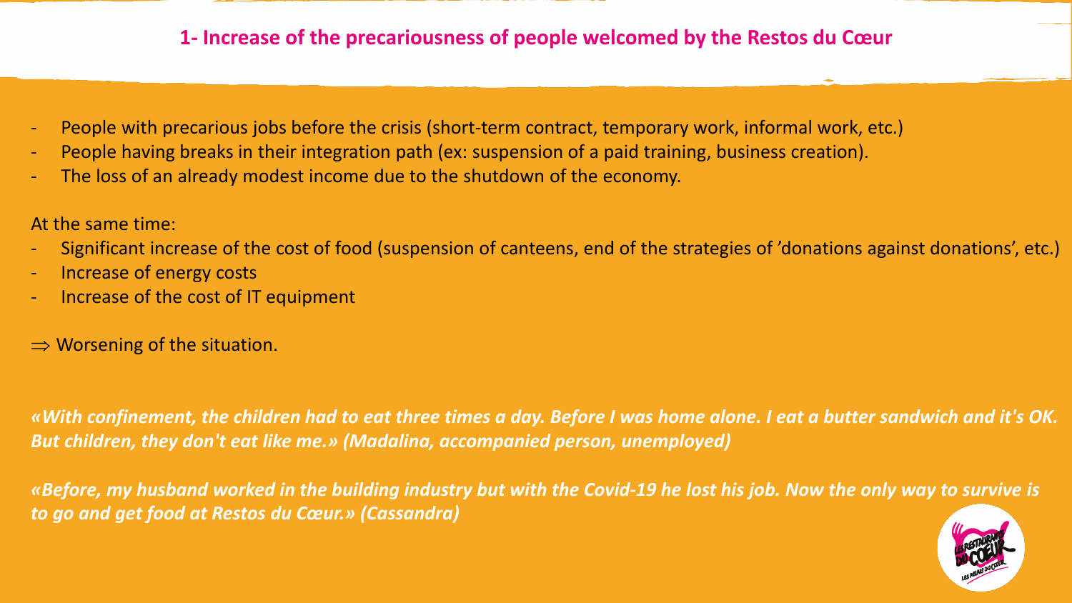## 1- Increase of the precariousness of people welcomed by the Restos du Cœur

- People with precarious jobs before the crisis (short-term contract, temporary work, informal work, etc.)
- People having breaks in their integration path (ex: suspension of a paid training, business creation).
- The loss of an already modest income due to the shutdown of the economy.

At the same time:

- Significant increase of the cost of food (suspension of canteens, end of the strategies of 'donations against donations', etc.)
- Increase of energy costs
- Increase of the cost of IT equipment

⇒ Worsening of the situation.

***«With confinement, the children had to eat three times a day. Before I was home alone. I eat a butter sandwich and it's OK. But children, they don't eat like me.» (Madalina, accompanied person, unemployed)***

***«Before, my husband worked in the building industry but with the Covid-19 he lost his job. Now the only way to survive is to go and get food at Restos du Cœur.» (Cassandra)***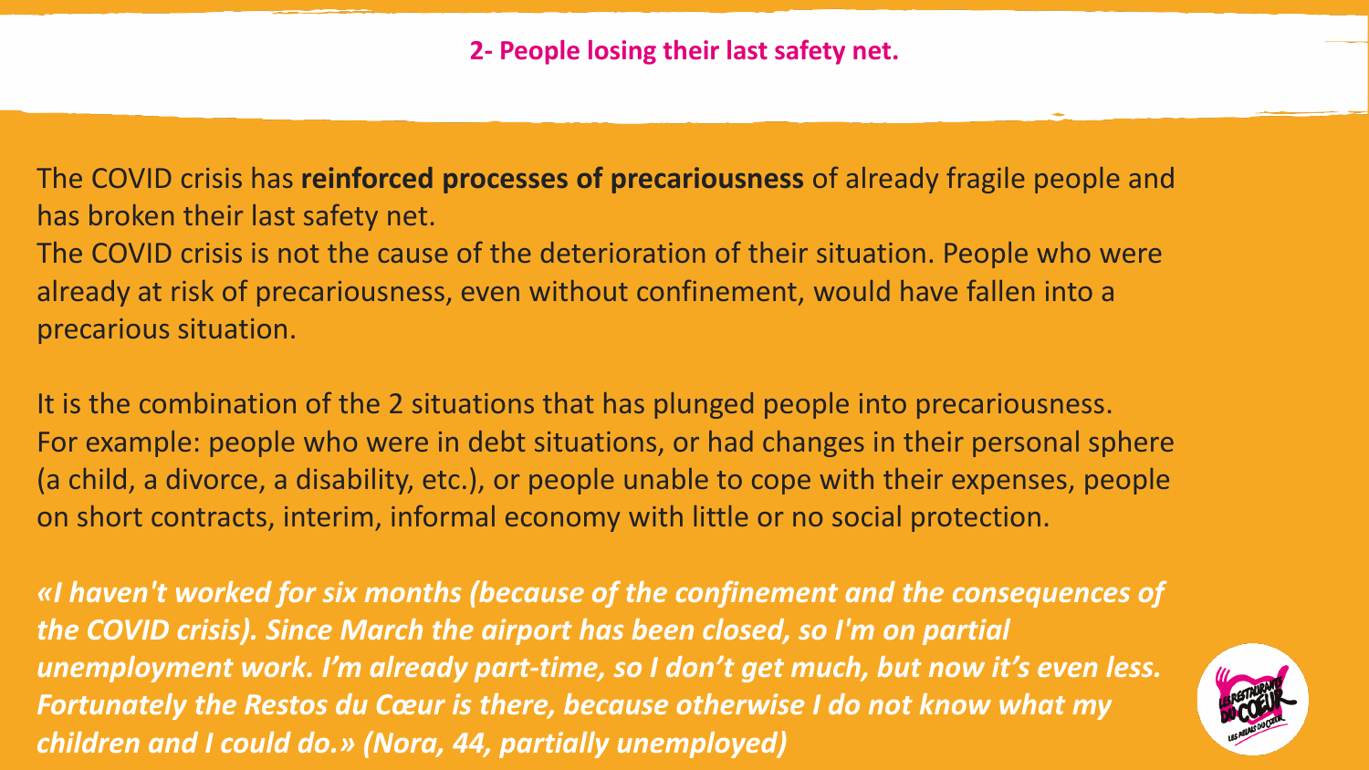## 2- People losing their last safety net.

The COVID crisis has **reinforced processes of precariousness** of already fragile people and has broken their last safety net.
The COVID crisis is not the cause of the deterioration of their situation. People who were already at risk of precariousness, even without confinement, would have fallen into a precarious situation.

It is the combination of the 2 situations that has plunged people into precariousness.
For example: people who were in debt situations, or had changes in their personal sphere (a child, a divorce, a disability, etc.), or people unable to cope with their expenses, people on short contracts, interim, informal economy with little or no social protection.

***«I haven't worked for six months (because of the confinement and the consequences of the COVID crisis). Since March the airport has been closed, so I'm on partial unemployment work. I'm already part-time, so I don't get much, but now it's even less. Fortunately the Restos du Cœur is there, because otherwise I do not know what my children and I could do.» (Nora, 44, partially unemployed)***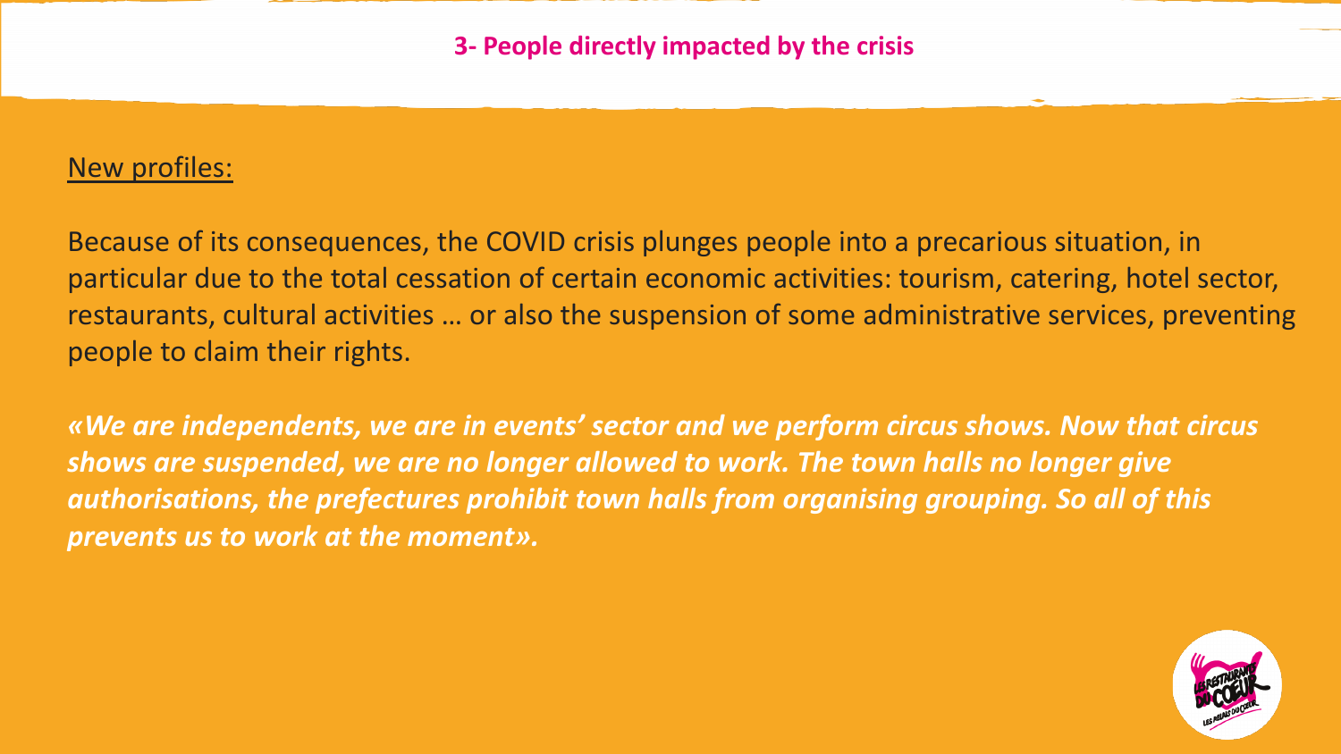## 3- People directly impacted by the crisis

<u>New profiles:</u>

Because of its consequences, the COVID crisis plunges people into a precarious situation, in particular due to the total cessation of certain economic activities: tourism, catering, hotel sector, restaurants, cultural activities … or also the suspension of some administrative services, preventing people to claim their rights.

***«We are independents, we are in events' sector and we perform circus shows. Now that circus shows are suspended, we are no longer allowed to work. The town halls no longer give authorisations, the prefectures prohibit town halls from organising grouping. So all of this prevents us to work at the moment».***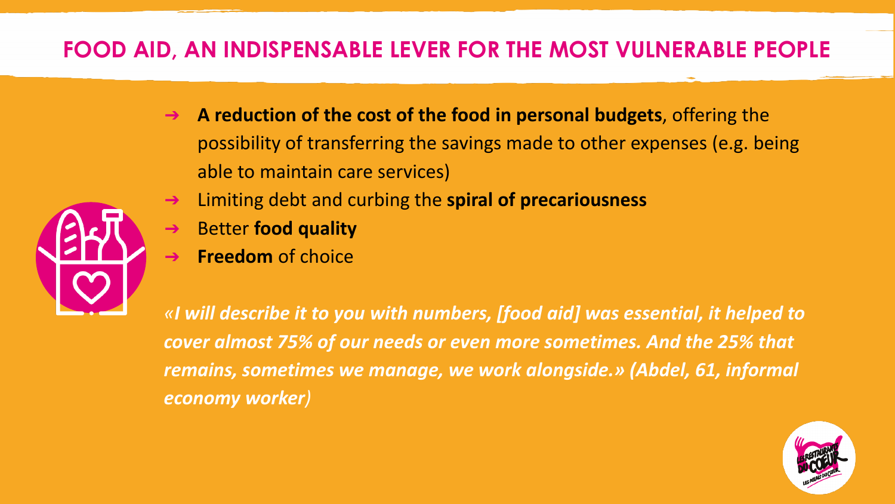# FOOD AID, AN INDISPENSABLE LEVER FOR THE MOST VULNERABLE PEOPLE

- **A reduction of the cost of the food in personal budgets**, offering the possibility of transferring the savings made to other expenses (e.g. being able to maintain care services)
- Limiting debt and curbing the **spiral of precariousness**
- Better **food quality**
- **Freedom** of choice

***«I will describe it to you with numbers, [food aid] was essential, it helped to cover almost 75% of our needs or even more sometimes. And the 25% that remains, sometimes we manage, we work alongside.» (Abdel, 61, informal economy worker)***